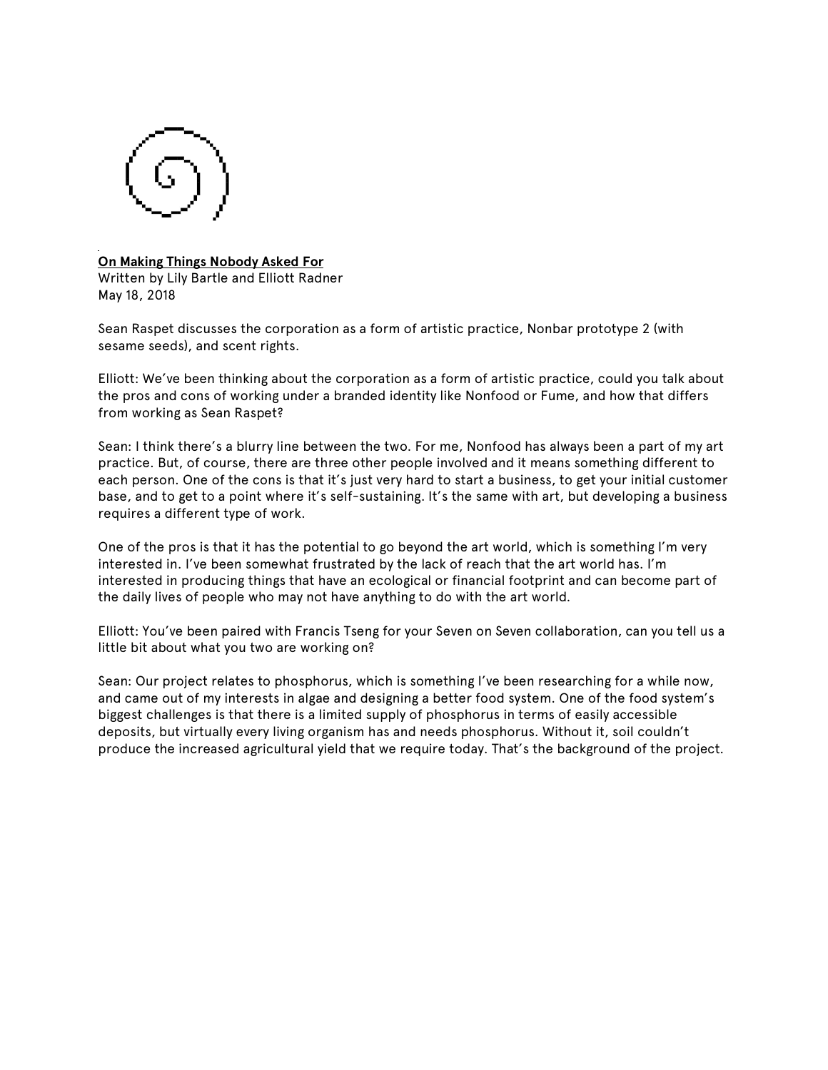**On Making Things Nobody Asked For**

Written by Lily Bartle and Elliott Radner

May 18, 2018

Sean Raspet discusses the corporation as a form of artistic practice, Nonbar prototype 2 (with sesame seeds), and scent rights.

Elliott: We've been thinking about the corporation as a form of artistic practice, could you talk about the pros and cons of working under a branded identity like Nonfood or Fume, and how that differs from working as Sean Raspet?

Sean: I think there's a blurry line between the two. For me, Nonfood has always been a part of my art practice. But, of course, there are three other people involved and it means something different to each person. One of the cons is that it's just very hard to start a business, to get your initial customer base, and to get to a point where it's self-sustaining. It's the same with art, but developing a business requires a different type of work.

One of the pros is that it has the potential to go beyond the art world, which is something I'm very interested in. I've been somewhat frustrated by the lack of reach that the art world has. I'm interested in producing things that have an ecological or financial footprint and can become part of the daily lives of people who may not have anything to do with the art world.

Elliott: You've been paired with Francis Tseng for your Seven on Seven collaboration, can you tell us a little bit about what you two are working on?

Sean: Our project relates to phosphorus, which is something I've been researching for a while now, and came out of my interests in algae and designing a better food system. One of the food system's biggest challenges is that there is a limited supply of phosphorus in terms of easily accessible deposits, but virtually every living organism has and needs phosphorus. Without it, soil couldn't produce the increased agricultural yield that we require today. That's the background of the project.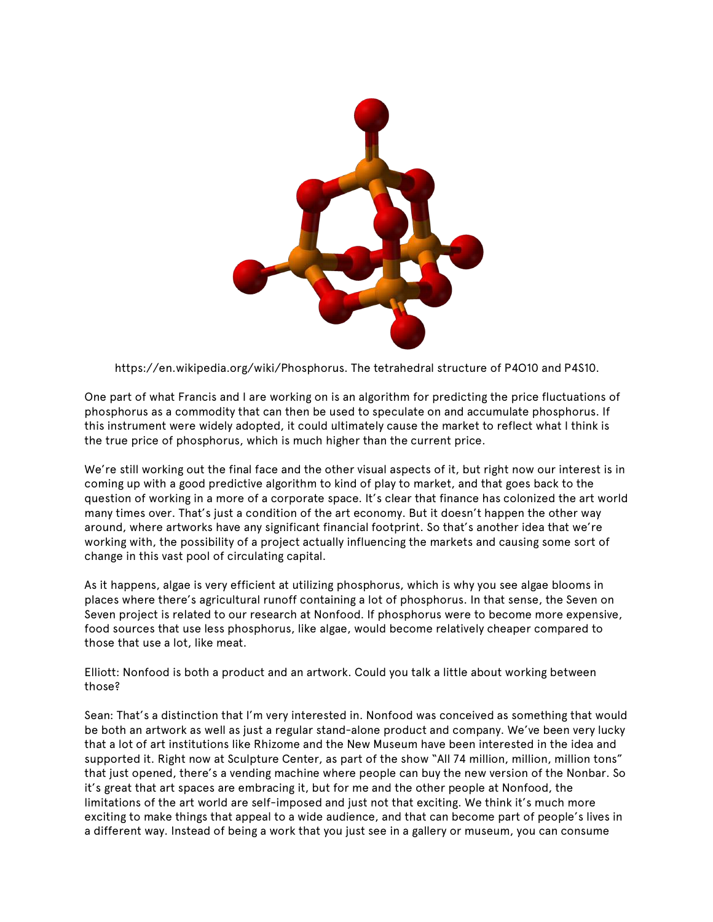https://en.wikipedia.org/wiki/Phosphorus. The tetrahedral structure of $P_4O_{10}$ and $P_4S_{10}$.

One part of what Francis and I are working on is an algorithm for predicting the price fluctuations of phosphorus as a commodity that can then be used to speculate on and accumulate phosphorus. If this instrument were widely adopted, it could ultimately cause the market to reflect what I think is the true price of phosphorus, which is much higher than the current price.

We're still working out the final face and the other visual aspects of it, but right now our interest is in coming up with a good predictive algorithm to kind of play to market, and that goes back to the question of working in a more of a corporate space. It's clear that finance has colonized the art world many times over. That's just a condition of the art economy. But it doesn't happen the other way around, where artworks have any significant financial footprint. So that's another idea that we're working with, the possibility of a project actually influencing the markets and causing some sort of change in this vast pool of circulating capital.

As it happens, algae is very efficient at utilizing phosphorus, which is why you see algae blooms in places where there's agricultural runoff containing a lot of phosphorus. In that sense, the Seven on Seven project is related to our research at Nonfood. If phosphorus were to become more expensive, food sources that use less phosphorus, like algae, would become relatively cheaper compared to those that use a lot, like meat.

Elliott: Nonfood is both a product and an artwork. Could you talk a little about working between those?

Sean: That's a distinction that I'm very interested in. Nonfood was conceived as something that would be both an artwork as well as just a regular stand-alone product and company. We've been very lucky that a lot of art institutions like Rhizome and the New Museum have been interested in the idea and supported it. Right now at Sculpture Center, as part of the show "All 74 million, million, million tons" that just opened, there's a vending machine where people can buy the new version of the Nonbar. So it's great that art spaces are embracing it, but for me and the other people at Nonfood, the limitations of the art world are self-imposed and just not that exciting. We think it's much more exciting to make things that appeal to a wide audience, and that can become part of people's lives in a different way. Instead of being a work that you just see in a gallery or museum, you can consume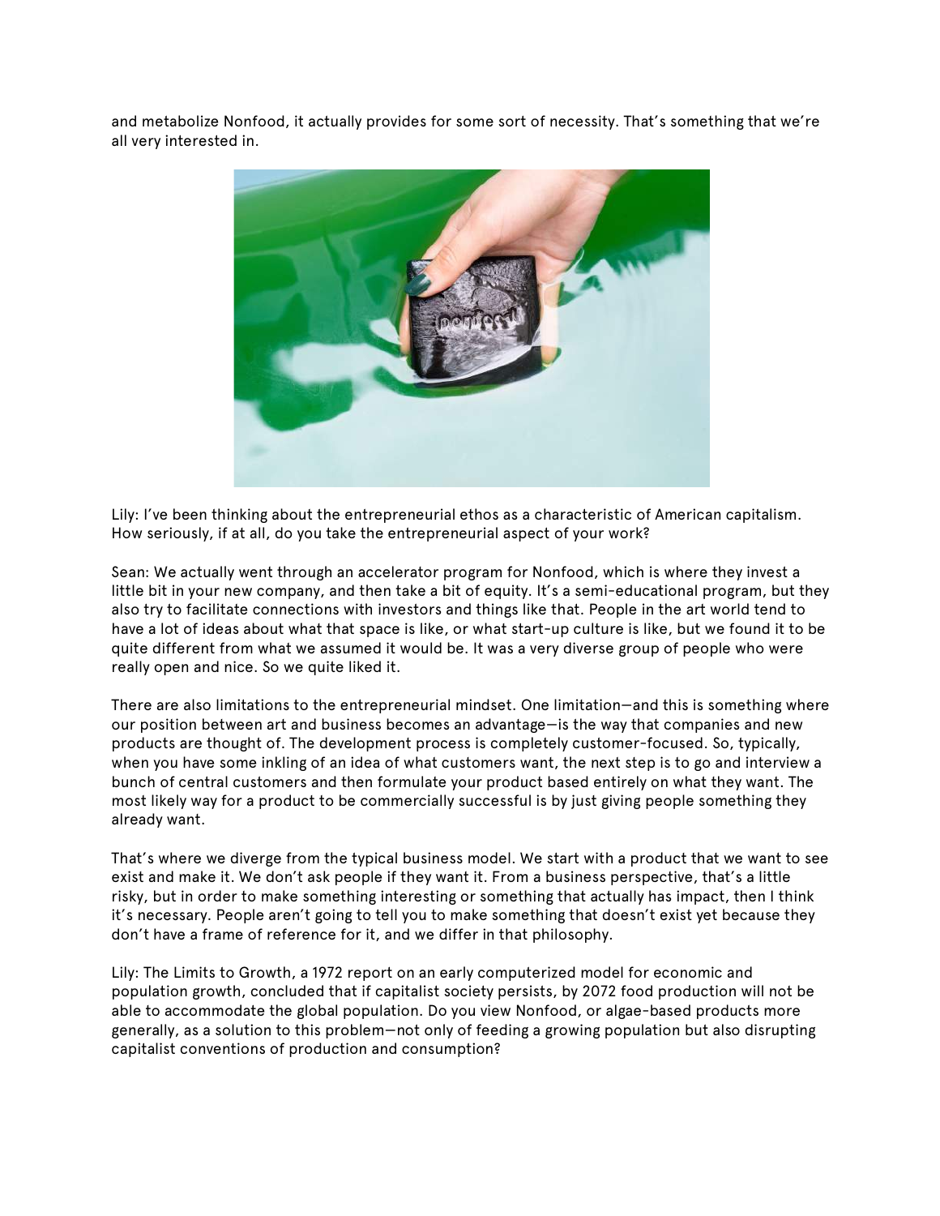and metabolize Nonfood, it actually provides for some sort of necessity. That's something that we're all very interested in.

Lily: I've been thinking about the entrepreneurial ethos as a characteristic of American capitalism. How seriously, if at all, do you take the entrepreneurial aspect of your work?

Sean: We actually went through an accelerator program for Nonfood, which is where they invest a little bit in your new company, and then take a bit of equity. It's a semi-educational program, but they also try to facilitate connections with investors and things like that. People in the art world tend to have a lot of ideas about what that space is like, or what start-up culture is like, but we found it to be quite different from what we assumed it would be. It was a very diverse group of people who were really open and nice. So we quite liked it.

There are also limitations to the entrepreneurial mindset. One limitation—and this is something where our position between art and business becomes an advantage—is the way that companies and new products are thought of. The development process is completely customer-focused. So, typically, when you have some inkling of an idea of what customers want, the next step is to go and interview a bunch of central customers and then formulate your product based entirely on what they want. The most likely way for a product to be commercially successful is by just giving people something they already want.

That's where we diverge from the typical business model. We start with a product that we want to see exist and make it. We don't ask people if they want it. From a business perspective, that's a little risky, but in order to make something interesting or something that actually has impact, then I think it's necessary. People aren't going to tell you to make something that doesn't exist yet because they don't have a frame of reference for it, and we differ in that philosophy.

Lily: The Limits to Growth, a 1972 report on an early computerized model for economic and population growth, concluded that if capitalist society persists, by 2072 food production will not be able to accommodate the global population. Do you view Nonfood, or algae-based products more generally, as a solution to this problem—not only of feeding a growing population but also disrupting capitalist conventions of production and consumption?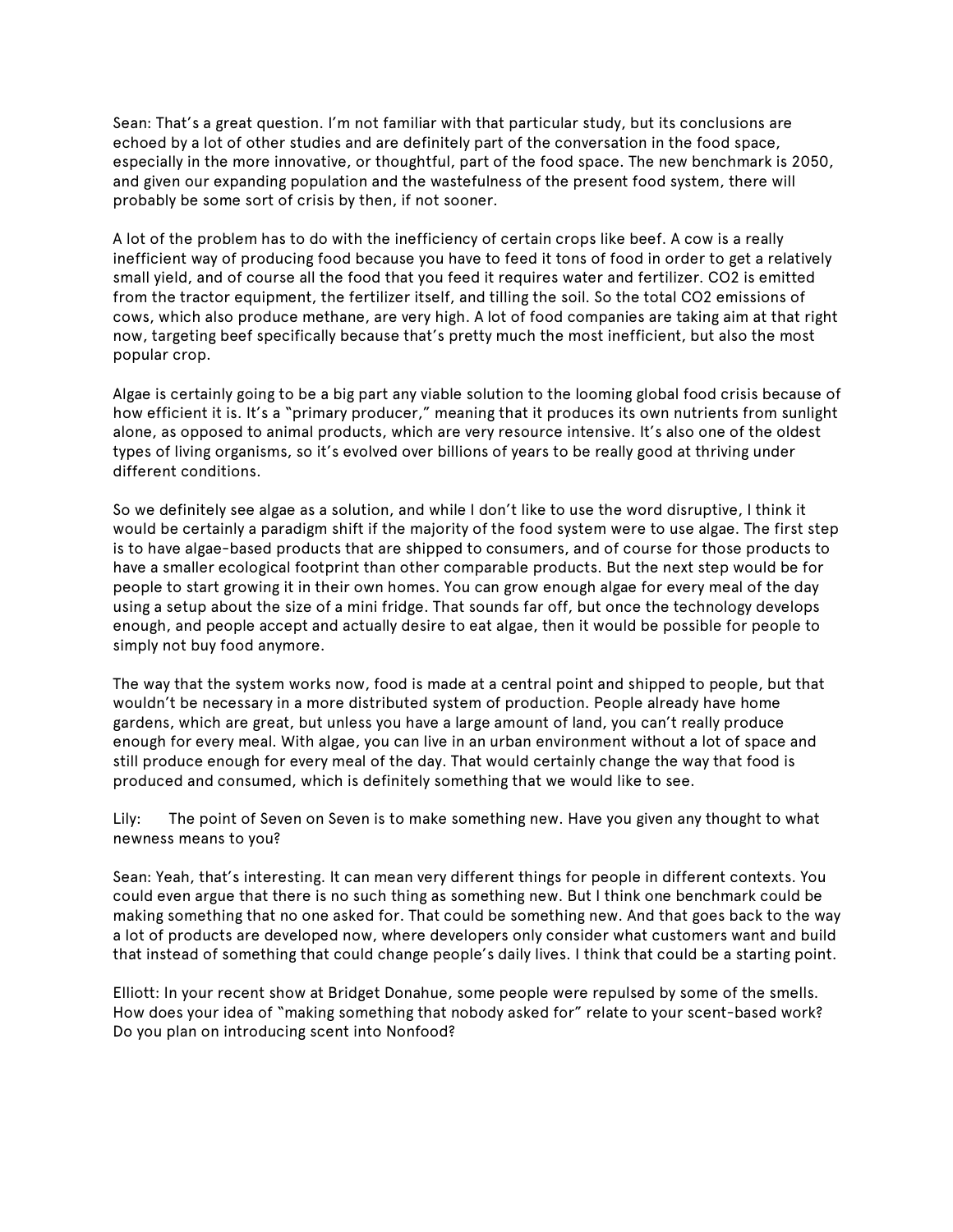Sean: That's a great question. I'm not familiar with that particular study, but its conclusions are echoed by a lot of other studies and are definitely part of the conversation in the food space, especially in the more innovative, or thoughtful, part of the food space. The new benchmark is 2050, and given our expanding population and the wastefulness of the present food system, there will probably be some sort of crisis by then, if not sooner.

A lot of the problem has to do with the inefficiency of certain crops like beef. A cow is a really inefficient way of producing food because you have to feed it tons of food in order to get a relatively small yield, and of course all the food that you feed it requires water and fertilizer. $CO_2$ is emitted from the tractor equipment, the fertilizer itself, and tilling the soil. So the total $CO_2$ emissions of cows, which also produce methane, are very high. A lot of food companies are taking aim at that right now, targeting beef specifically because that's pretty much the most inefficient, but also the most popular crop.

Algae is certainly going to be a big part any viable solution to the looming global food crisis because of how efficient it is. It's a "primary producer," meaning that it produces its own nutrients from sunlight alone, as opposed to animal products, which are very resource intensive. It's also one of the oldest types of living organisms, so it's evolved over billions of years to be really good at thriving under different conditions.

So we definitely see algae as a solution, and while I don't like to use the word disruptive, I think it would be certainly a paradigm shift if the majority of the food system were to use algae. The first step is to have algae-based products that are shipped to consumers, and of course for those products to have a smaller ecological footprint than other comparable products. But the next step would be for people to start growing it in their own homes. You can grow enough algae for every meal of the day using a setup about the size of a mini fridge. That sounds far off, but once the technology develops enough, and people accept and actually desire to eat algae, then it would be possible for people to simply not buy food anymore.

The way that the system works now, food is made at a central point and shipped to people, but that wouldn't be necessary in a more distributed system of production. People already have home gardens, which are great, but unless you have a large amount of land, you can't really produce enough for every meal. With algae, you can live in an urban environment without a lot of space and still produce enough for every meal of the day. That would certainly change the way that food is produced and consumed, which is definitely something that we would like to see.

Lily: The point of Seven on Seven is to make something new. Have you given any thought to what newness means to you?

Sean: Yeah, that's interesting. It can mean very different things for people in different contexts. You could even argue that there is no such thing as something new. But I think one benchmark could be making something that no one asked for. That could be something new. And that goes back to the way a lot of products are developed now, where developers only consider what customers want and build that instead of something that could change people's daily lives. I think that could be a starting point.

Elliott: In your recent show at Bridget Donahue, some people were repulsed by some of the smells. How does your idea of "making something that nobody asked for" relate to your scent-based work? Do you plan on introducing scent into Nonfood?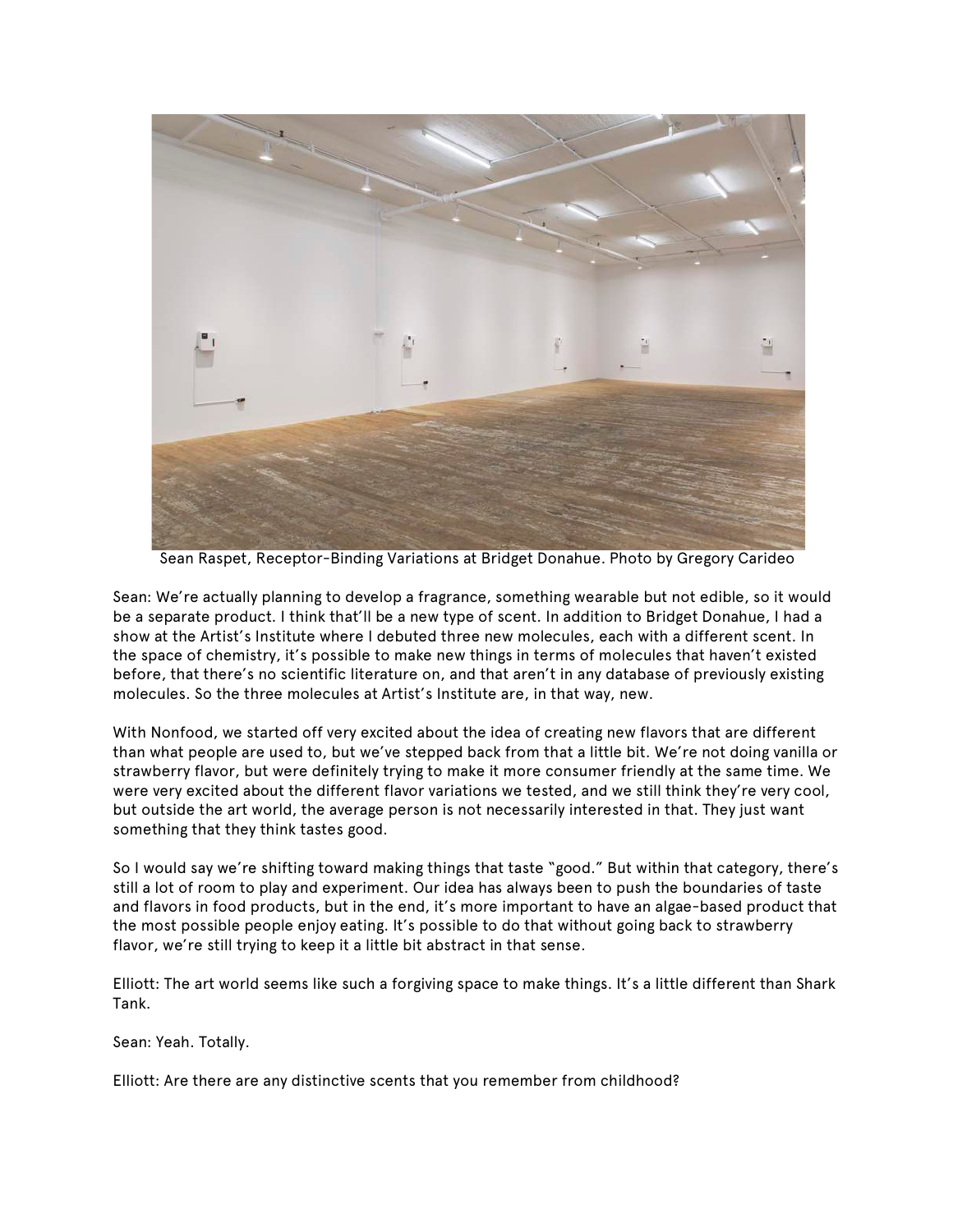Sean Raspet, Receptor-Binding Variations at Bridget Donahue. Photo by Gregory Carideo

Sean: We're actually planning to develop a fragrance, something wearable but not edible, so it would be a separate product. I think that'll be a new type of scent. In addition to Bridget Donahue, I had a show at the Artist's Institute where I debuted three new molecules, each with a different scent. In the space of chemistry, it's possible to make new things in terms of molecules that haven't existed before, that there's no scientific literature on, and that aren't in any database of previously existing molecules. So the three molecules at Artist's Institute are, in that way, new.

With Nonfood, we started off very excited about the idea of creating new flavors that are different than what people are used to, but we've stepped back from that a little bit. We're not doing vanilla or strawberry flavor, but were definitely trying to make it more consumer friendly at the same time. We were very excited about the different flavor variations we tested, and we still think they're very cool, but outside the art world, the average person is not necessarily interested in that. They just want something that they think tastes good.

So I would say we're shifting toward making things that taste "good." But within that category, there's still a lot of room to play and experiment. Our idea has always been to push the boundaries of taste and flavors in food products, but in the end, it's more important to have an algae-based product that the most possible people enjoy eating. It's possible to do that without going back to strawberry flavor, we're still trying to keep it a little bit abstract in that sense.

Elliott: The art world seems like such a forgiving space to make things. It's a little different than Shark Tank.

Sean: Yeah. Totally.

Elliott: Are there are any distinctive scents that you remember from childhood?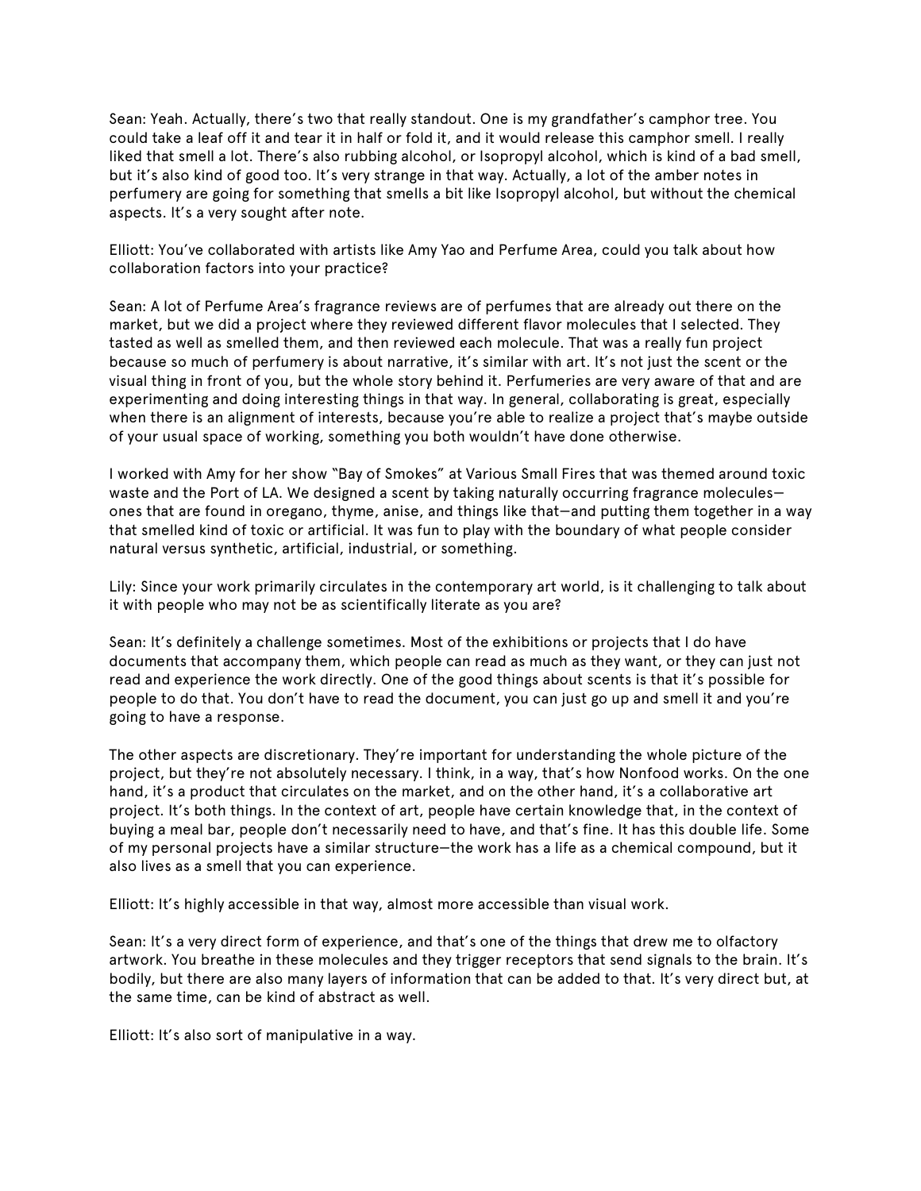Sean: Yeah. Actually, there's two that really standout. One is my grandfather's camphor tree. You could take a leaf off it and tear it in half or fold it, and it would release this camphor smell. I really liked that smell a lot. There's also rubbing alcohol, or Isopropyl alcohol, which is kind of a bad smell, but it's also kind of good too. It's very strange in that way. Actually, a lot of the amber notes in perfumery are going for something that smells a bit like Isopropyl alcohol, but without the chemical aspects. It's a very sought after note.

Elliott: You've collaborated with artists like Amy Yao and Perfume Area, could you talk about how collaboration factors into your practice?

Sean: A lot of Perfume Area's fragrance reviews are of perfumes that are already out there on the market, but we did a project where they reviewed different flavor molecules that I selected. They tasted as well as smelled them, and then reviewed each molecule. That was a really fun project because so much of perfumery is about narrative, it's similar with art. It's not just the scent or the visual thing in front of you, but the whole story behind it. Perfumeries are very aware of that and are experimenting and doing interesting things in that way. In general, collaborating is great, especially when there is an alignment of interests, because you're able to realize a project that's maybe outside of your usual space of working, something you both wouldn't have done otherwise.

I worked with Amy for her show "Bay of Smokes" at Various Small Fires that was themed around toxic waste and the Port of LA. We designed a scent by taking naturally occurring fragrance molecules—ones that are found in oregano, thyme, anise, and things like that—and putting them together in a way that smelled kind of toxic or artificial. It was fun to play with the boundary of what people consider natural versus synthetic, artificial, industrial, or something.

Lily: Since your work primarily circulates in the contemporary art world, is it challenging to talk about it with people who may not be as scientifically literate as you are?

Sean: It's definitely a challenge sometimes. Most of the exhibitions or projects that I do have documents that accompany them, which people can read as much as they want, or they can just not read and experience the work directly. One of the good things about scents is that it's possible for people to do that. You don't have to read the document, you can just go up and smell it and you're going to have a response.

The other aspects are discretionary. They're important for understanding the whole picture of the project, but they're not absolutely necessary. I think, in a way, that's how Nonfood works. On the one hand, it's a product that circulates on the market, and on the other hand, it's a collaborative art project. It's both things. In the context of art, people have certain knowledge that, in the context of buying a meal bar, people don't necessarily need to have, and that's fine. It has this double life. Some of my personal projects have a similar structure—the work has a life as a chemical compound, but it also lives as a smell that you can experience.

Elliott: It's highly accessible in that way, almost more accessible than visual work.

Sean: It's a very direct form of experience, and that's one of the things that drew me to olfactory artwork. You breathe in these molecules and they trigger receptors that send signals to the brain. It's bodily, but there are also many layers of information that can be added to that. It's very direct but, at the same time, can be kind of abstract as well.

Elliott: It's also sort of manipulative in a way.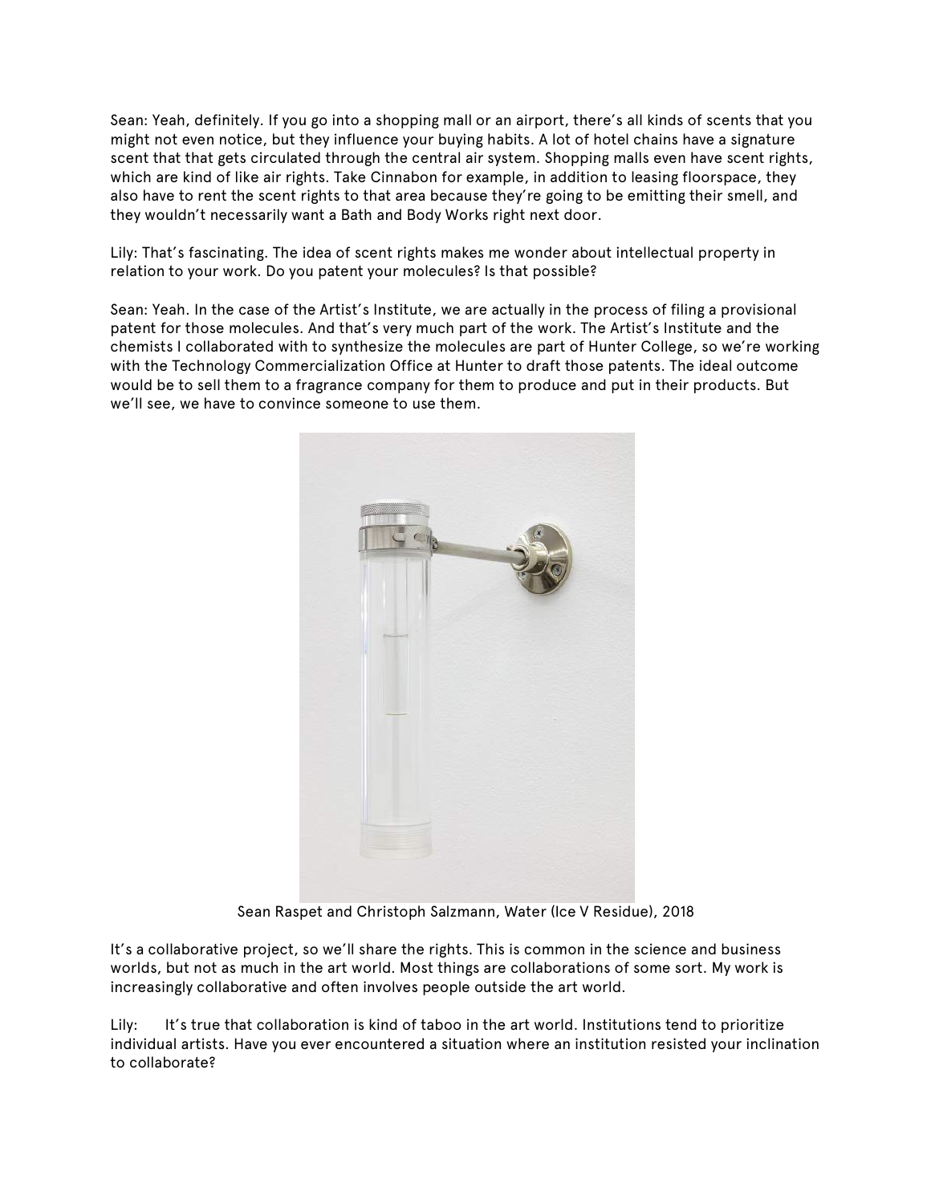Sean: Yeah, definitely. If you go into a shopping mall or an airport, there's all kinds of scents that you might not even notice, but they influence your buying habits. A lot of hotel chains have a signature scent that that gets circulated through the central air system. Shopping malls even have scent rights, which are kind of like air rights. Take Cinnabon for example, in addition to leasing floorspace, they also have to rent the scent rights to that area because they're going to be emitting their smell, and they wouldn't necessarily want a Bath and Body Works right next door.

Lily: That's fascinating. The idea of scent rights makes me wonder about intellectual property in relation to your work. Do you patent your molecules? Is that possible?

Sean: Yeah. In the case of the Artist's Institute, we are actually in the process of filing a provisional patent for those molecules. And that's very much part of the work. The Artist's Institute and the chemists I collaborated with to synthesize the molecules are part of Hunter College, so we're working with the Technology Commercialization Office at Hunter to draft those patents. The ideal outcome would be to sell them to a fragrance company for them to produce and put in their products. But we'll see, we have to convince someone to use them.

Sean Raspet and Christoph Salzmann, Water (Ice V Residue), 2018

It's a collaborative project, so we'll share the rights. This is common in the science and business worlds, but not as much in the art world. Most things are collaborations of some sort. My work is increasingly collaborative and often involves people outside the art world.

Lily: It's true that collaboration is kind of taboo in the art world. Institutions tend to prioritize individual artists. Have you ever encountered a situation where an institution resisted your inclination to collaborate?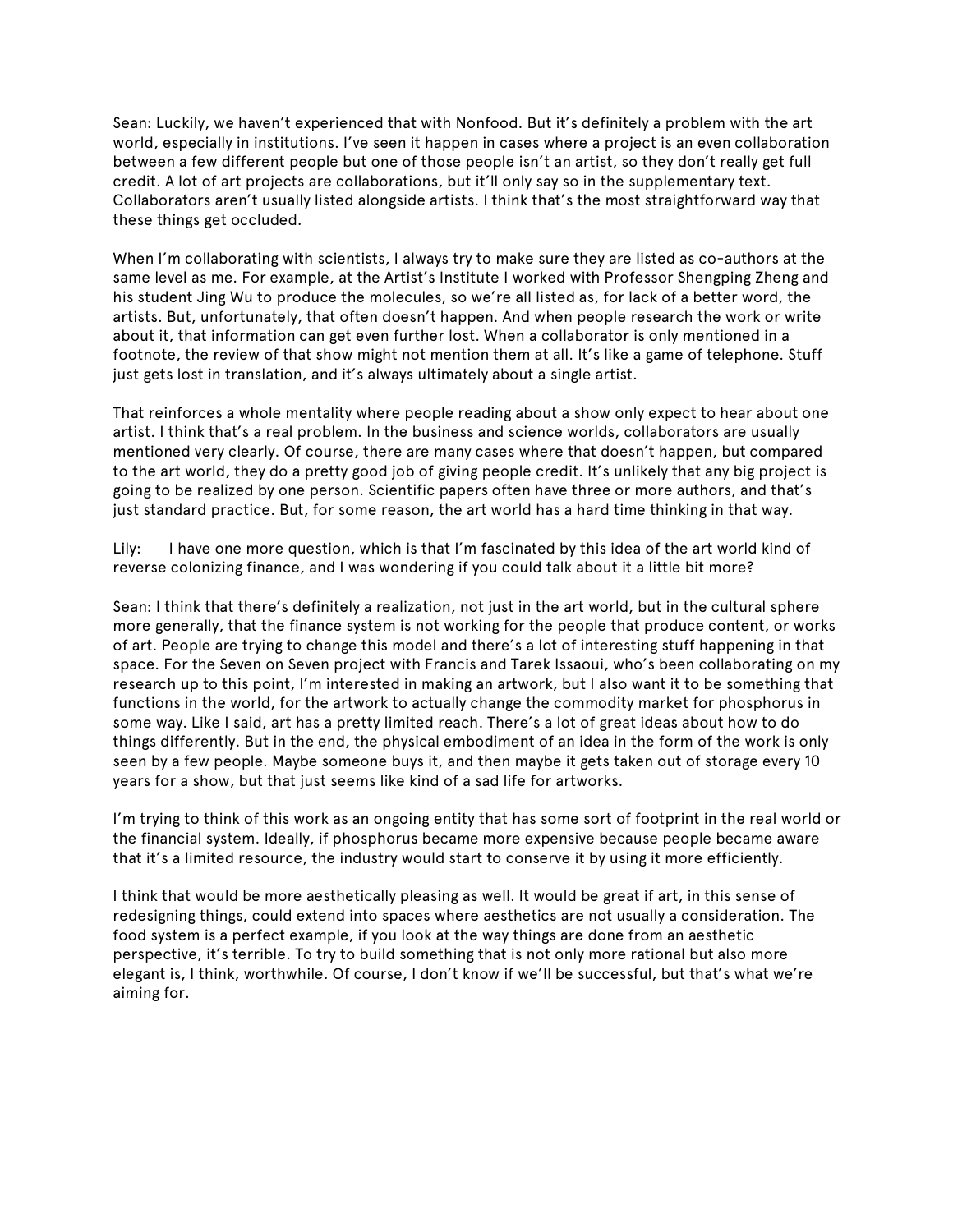Sean: Luckily, we haven't experienced that with Nonfood. But it's definitely a problem with the art world, especially in institutions. I've seen it happen in cases where a project is an even collaboration between a few different people but one of those people isn't an artist, so they don't really get full credit. A lot of art projects are collaborations, but it'll only say so in the supplementary text. Collaborators aren't usually listed alongside artists. I think that's the most straightforward way that these things get occluded.

When I'm collaborating with scientists, I always try to make sure they are listed as co-authors at the same level as me. For example, at the Artist's Institute I worked with Professor Shengping Zheng and his student Jing Wu to produce the molecules, so we're all listed as, for lack of a better word, the artists. But, unfortunately, that often doesn't happen. And when people research the work or write about it, that information can get even further lost. When a collaborator is only mentioned in a footnote, the review of that show might not mention them at all. It's like a game of telephone. Stuff just gets lost in translation, and it's always ultimately about a single artist.

That reinforces a whole mentality where people reading about a show only expect to hear about one artist. I think that's a real problem. In the business and science worlds, collaborators are usually mentioned very clearly. Of course, there are many cases where that doesn't happen, but compared to the art world, they do a pretty good job of giving people credit. It's unlikely that any big project is going to be realized by one person. Scientific papers often have three or more authors, and that's just standard practice. But, for some reason, the art world has a hard time thinking in that way.

Lily: I have one more question, which is that I'm fascinated by this idea of the art world kind of reverse colonizing finance, and I was wondering if you could talk about it a little bit more?

Sean: I think that there's definitely a realization, not just in the art world, but in the cultural sphere more generally, that the finance system is not working for the people that produce content, or works of art. People are trying to change this model and there's a lot of interesting stuff happening in that space. For the Seven on Seven project with Francis and Tarek Issaoui, who's been collaborating on my research up to this point, I'm interested in making an artwork, but I also want it to be something that functions in the world, for the artwork to actually change the commodity market for phosphorus in some way. Like I said, art has a pretty limited reach. There's a lot of great ideas about how to do things differently. But in the end, the physical embodiment of an idea in the form of the work is only seen by a few people. Maybe someone buys it, and then maybe it gets taken out of storage every 10 years for a show, but that just seems like kind of a sad life for artworks.

I'm trying to think of this work as an ongoing entity that has some sort of footprint in the real world or the financial system. Ideally, if phosphorus became more expensive because people became aware that it's a limited resource, the industry would start to conserve it by using it more efficiently.

I think that would be more aesthetically pleasing as well. It would be great if art, in this sense of redesigning things, could extend into spaces where aesthetics are not usually a consideration. The food system is a perfect example, if you look at the way things are done from an aesthetic perspective, it's terrible. To try to build something that is not only more rational but also more elegant is, I think, worthwhile. Of course, I don't know if we'll be successful, but that's what we're aiming for.